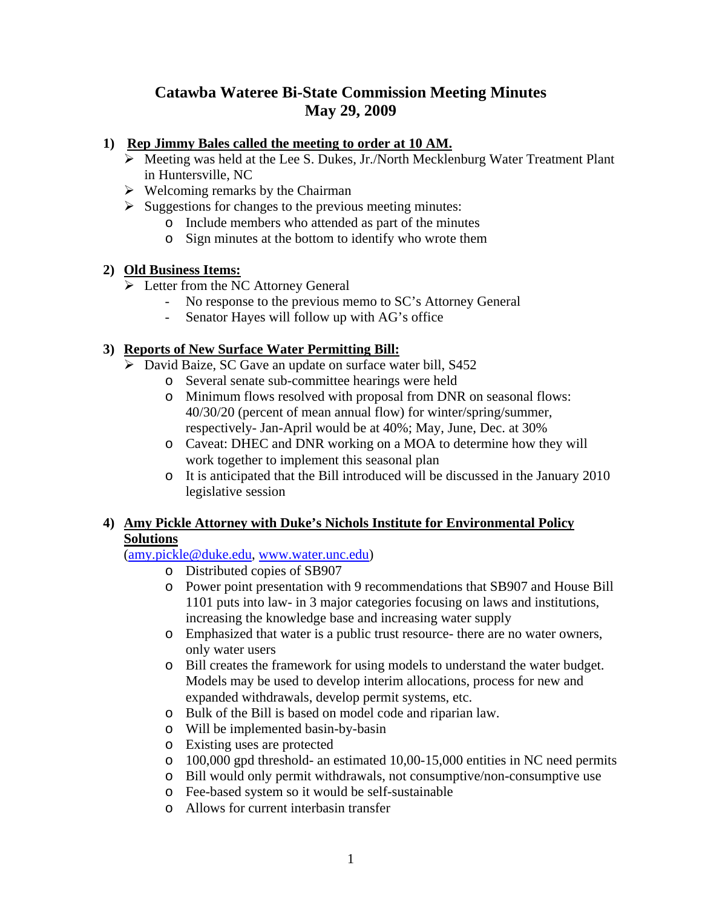# Catawba Wateree Bi-State Commission Meeting Minutes
# May 29, 2009

1) **Rep Jimmy Bales called the meeting to order at 10 AM.**
   - Meeting was held at the Lee S. Dukes, Jr./North Mecklenburg Water Treatment Plant in Huntersville, NC
   - Welcoming remarks by the Chairman
   - Suggestions for changes to the previous meeting minutes:
     - Include members who attended as part of the minutes
     - Sign minutes at the bottom to identify who wrote them

2) **Old Business Items:**
   - Letter from the NC Attorney General
     - No response to the previous memo to SC's Attorney General
     - Senator Hayes will follow up with AG's office

3) **Reports of New Surface Water Permitting Bill:**
   - David Baize, SC Gave an update on surface water bill, S452
     - Several senate sub-committee hearings were held
     - Minimum flows resolved with proposal from DNR on seasonal flows: 40/30/20 (percent of mean annual flow) for winter/spring/summer, respectively- Jan-April would be at 40%; May, June, Dec. at 30%
     - Caveat: DHEC and DNR working on a MOA to determine how they will work together to implement this seasonal plan
     - It is anticipated that the Bill introduced will be discussed in the January 2010 legislative session

4) **Amy Pickle Attorney with Duke's Nichols Institute for Environmental Policy Solutions**
   (amy.pickle@duke.edu, www.water.unc.edu)
     - Distributed copies of SB907
     - Power point presentation with 9 recommendations that SB907 and House Bill 1101 puts into law- in 3 major categories focusing on laws and institutions, increasing the knowledge base and increasing water supply
     - Emphasized that water is a public trust resource- there are no water owners, only water users
     - Bill creates the framework for using models to understand the water budget. Models may be used to develop interim allocations, process for new and expanded withdrawals, develop permit systems, etc.
     - Bulk of the Bill is based on model code and riparian law.
     - Will be implemented basin-by-basin
     - Existing uses are protected
     - 100,000 gpd threshold- an estimated 10,00-15,000 entities in NC need permits
     - Bill would only permit withdrawals, not consumptive/non-consumptive use
     - Fee-based system so it would be self-sustainable
     - Allows for current interbasin transfer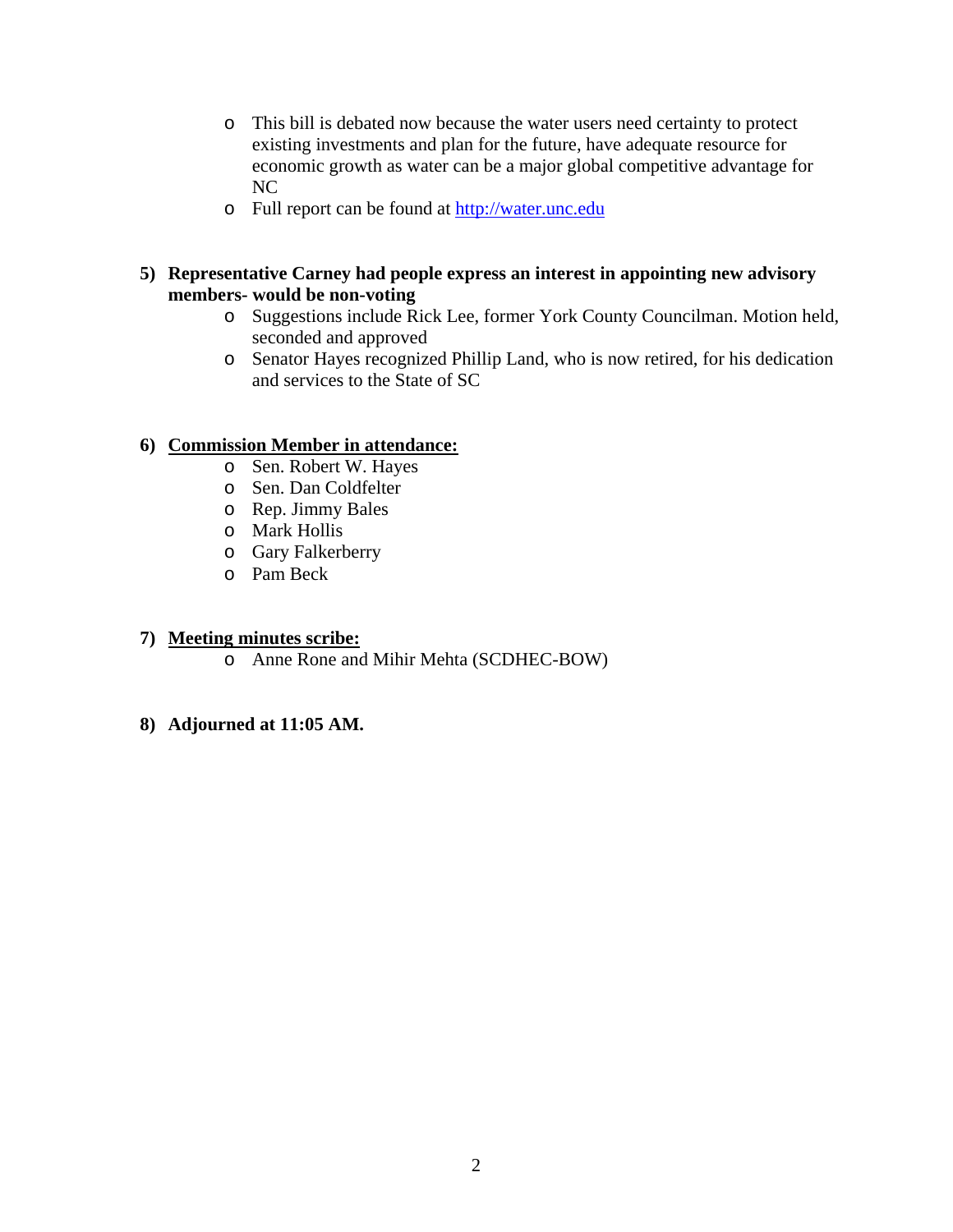- This bill is debated now because the water users need certainty to protect existing investments and plan for the future, have adequate resource for economic growth as water can be a major global competitive advantage for NC
   - Full report can be found at [http://water.unc.edu](http://water.unc.edu)

5) **Representative Carney had people express an interest in appointing new advisory members- would be non-voting**
   - Suggestions include Rick Lee, former York County Councilman. Motion held, seconded and approved
   - Senator Hayes recognized Phillip Land, who is now retired, for his dedication and services to the State of SC

6) **<u>Commission Member in attendance:</u>**
   - Sen. Robert W. Hayes
   - Sen. Dan Coldfelter
   - Rep. Jimmy Bales
   - Mark Hollis
   - Gary Falkerberry
   - Pam Beck

7) **<u>Meeting minutes scribe:</u>**
   - Anne Rone and Mihir Mehta (SCDHEC-BOW)

8) **Adjourned at 11:05 AM.**